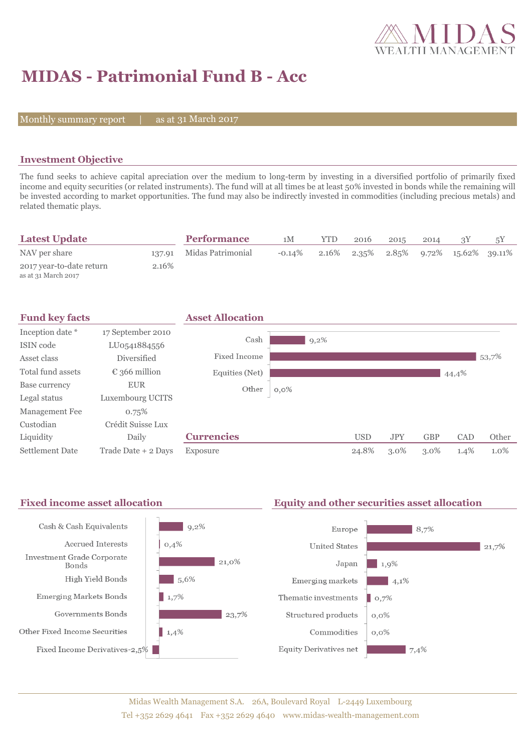# MIDAS - Patrimonial Fund B - Acc

Monthly summary report | as at 31 March 2017

## Investment Objective

The fund seeks to achieve capital apreciation over the medium to long-term by investing in a diversified portfolio of primarily fixed income and equity securities (or related instruments). The fund will at all times be at least 50% invested in bonds while the remaining will be invested according to market opportunities. The fund may also be indirectly invested in commodities (including precious metals) and related thematic plays.

## Latest Update

| | |
|---|---|
| NAV per share | 137.91 |
| 2017 year-to-date return<br>as at 31 March 2017 | 2.16% |

## Performance

| | 1M | YTD | 2016 | 2015 | 2014 | 3Y | 5Y |
|---|---|---|---|---|---|---|---|
| Midas Patrimonial | -0.14% | 2.16% | 2.35% | 2.85% | 9.72% | 15.62% | 39.11% |

## Fund key facts

| | |
|---|---|
| Inception date * | 17 September 2010 |
| ISIN code | LU0541884556 |
| Asset class | Diversified |
| Total fund assets | € 366 million |
| Base currency | EUR |
| Legal status | Luxembourg UCITS |
| Management Fee | 0.75% |
| Custodian | Crédit Suisse Lux |
| Liquidity | Daily |
| Settlement Date | Trade Date + 2 Days |

## Asset Allocation

| | |
|---|---|
| Cash | 9,2% |
| Fixed Income | 53,7% |
| Equities (Net) | 44,4% |
| Other | 0,0% |

## Currencies

| | USD | JPY | GBP | CAD | Other |
|---|---|---|---|---|---|
| Exposure | 24.8% | 3.0% | 3.0% | 1.4% | 1.0% |

## Fixed income asset allocation

| | |
|---|---|
| Cash & Cash Equivalents | 9,2% |
| Accrued Interests | 0,4% |
| Investment Grade Corporate Bonds | 21,0% |
| High Yield Bonds | 5,6% |
| Emerging Markets Bonds | 1,7% |
| Governments Bonds | 23,7% |
| Other Fixed Income Securities | 1,4% |
| Fixed Income Derivatives | -2,5% |

## Equity and other securities asset allocation

| | |
|---|---|
| Europe | 8,7% |
| United States | 21,7% |
| Japan | 1,9% |
| Emerging markets | 4,1% |
| Thematic investments | 0,7% |
| Structured products | 0,0% |
| Commodities | 0,0% |
| Equity Derivatives net | 7,4% |

Midas Wealth Management S.A. 26A, Boulevard Royal L-2449 Luxembourg
Tel +352 2629 4641 Fax +352 2629 4640 www.midas-wealth-management.com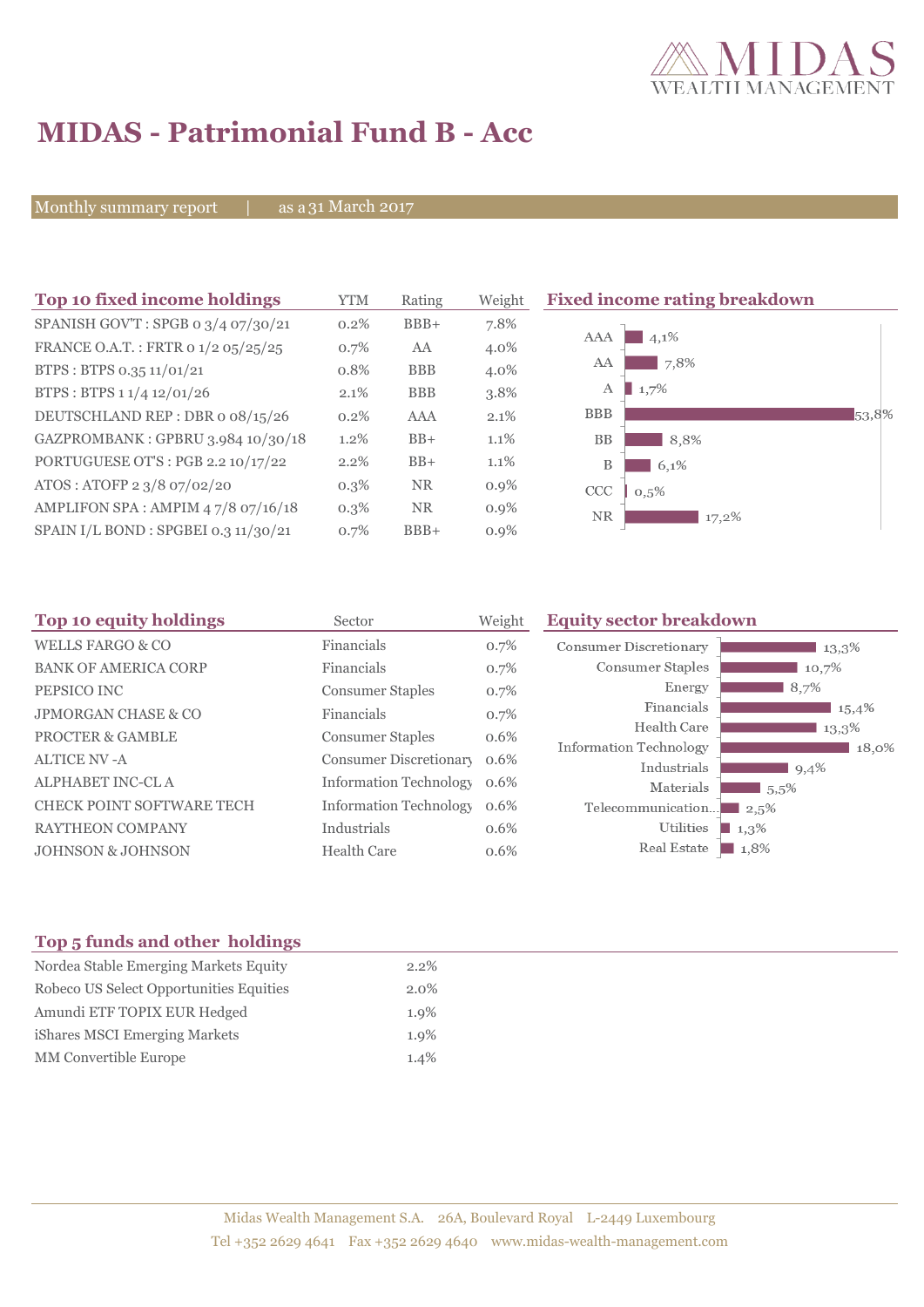# MIDAS - Patrimonial Fund B - Acc

Monthly summary report | as a 31 March 2017

## Top 10 fixed income holdings

| Top 10 fixed income holdings | YTM | Rating | Weight |
|---|---|---|---|
| SPANISH GOV'T : SPGB 0 3/4 07/30/21 | 0.2% | BBB+ | 7.8% |
| FRANCE O.A.T. : FRTR 0 1/2 05/25/25 | 0.7% | AA | 4.0% |
| BTPS : BTPS 0.35 11/01/21 | 0.8% | BBB | 4.0% |
| BTPS : BTPS 1 1/4 12/01/26 | 2.1% | BBB | 3.8% |
| DEUTSCHLAND REP : DBR 0 08/15/26 | 0.2% | AAA | 2.1% |
| GAZPROMBANK : GPBRU 3.984 10/30/18 | 1.2% | BB+ | 1.1% |
| PORTUGUESE OT'S : PGB 2.2 10/17/22 | 2.2% | BB+ | 1.1% |
| ATOS : ATOFP 2 3/8 07/02/20 | 0.3% | NR | 0.9% |
| AMPLIFON SPA : AMPIM 4 7/8 07/16/18 | 0.3% | NR | 0.9% |
| SPAIN I/L BOND : SPGBEI 0.3 11/30/21 | 0.7% | BBB+ | 0.9% |

## Fixed income rating breakdown

| Rating | Weight |
|---|---|
| AAA | 4,1% |
| AA | 7,8% |
| A | 1,7% |
| BBB | 53,8% |
| BB | 8,8% |
| B | 6,1% |
| CCC | 0,5% |
| NR | 17,2% |

## Top 10 equity holdings

| Top 10 equity holdings | Sector | Weight |
|---|---|---|
| WELLS FARGO & CO | Financials | 0.7% |
| BANK OF AMERICA CORP | Financials | 0.7% |
| PEPSICO INC | Consumer Staples | 0.7% |
| JPMORGAN CHASE & CO | Financials | 0.7% |
| PROCTER & GAMBLE | Consumer Staples | 0.6% |
| ALTICE NV -A | Consumer Discretionary | 0.6% |
| ALPHABET INC-CL A | Information Technology | 0.6% |
| CHECK POINT SOFTWARE TECH | Information Technology | 0.6% |
| RAYTHEON COMPANY | Industrials | 0.6% |
| JOHNSON & JOHNSON | Health Care | 0.6% |

## Equity sector breakdown

| Sector | Weight |
|---|---|
| Consumer Discretionary | 13,3% |
| Consumer Staples | 10,7% |
| Energy | 8,7% |
| Financials | 15,4% |
| Health Care | 13,3% |
| Information Technology | 18,0% |
| Industrials | 9,4% |
| Materials | 5,5% |
| Telecommunication... | 2,5% |
| Utilities | 1,3% |
| Real Estate | 1,8% |

## Top 5 funds and other holdings

| Top 5 funds and other holdings | |
|---|---|
| Nordea Stable Emerging Markets Equity | 2.2% |
| Robeco US Select Opportunities Equities | 2.0% |
| Amundi ETF TOPIX EUR Hedged | 1.9% |
| iShares MSCI Emerging Markets | 1.9% |
| MM Convertible Europe | 1.4% |

Midas Wealth Management S.A. 26A, Boulevard Royal L-2449 Luxembourg
Tel +352 2629 4641 Fax +352 2629 4640 www.midas-wealth-management.com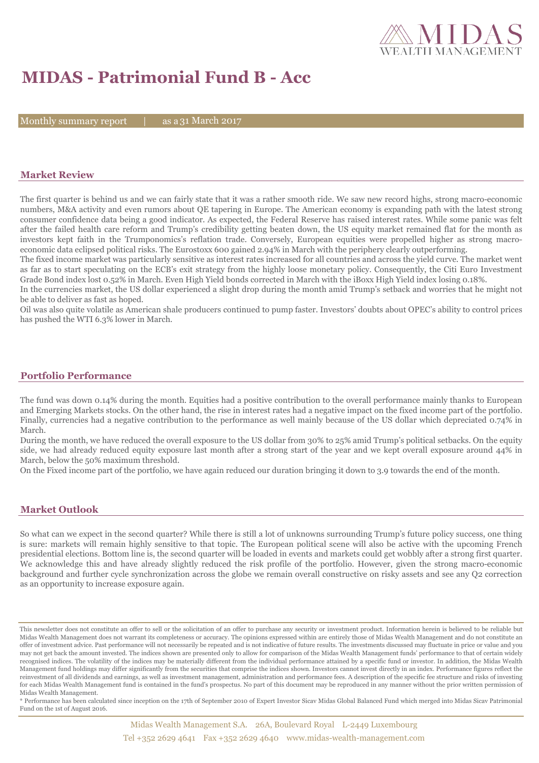# MIDAS - Patrimonial Fund B - Acc

Monthly summary report | as a 31 March 2017

## Market Review

The first quarter is behind us and we can fairly state that it was a rather smooth ride. We saw new record highs, strong macro-economic numbers, M&A activity and even rumors about QE tapering in Europe. The American economy is expanding path with the latest strong consumer confidence data being a good indicator. As expected, the Federal Reserve has raised interest rates. While some panic was felt after the failed health care reform and Trump's credibility getting beaten down, the US equity market remained flat for the month as investors kept faith in the Trumponomics's reflation trade. Conversely, European equities were propelled higher as strong macro-economic data eclipsed political risks. The Eurostoxx 600 gained 2.94% in March with the periphery clearly outperforming.

The fixed income market was particularly sensitive as interest rates increased for all countries and across the yield curve. The market went as far as to start speculating on the ECB's exit strategy from the highly loose monetary policy. Consequently, the Citi Euro Investment Grade Bond index lost 0.52% in March. Even High Yield bonds corrected in March with the iBoxx High Yield index losing 0.18%.

In the currencies market, the US dollar experienced a slight drop during the month amid Trump's setback and worries that he might not be able to deliver as fast as hoped.

Oil was also quite volatile as American shale producers continued to pump faster. Investors' doubts about OPEC's ability to control prices has pushed the WTI 6.3% lower in March.

## Portfolio Performance

The fund was down 0.14% during the month. Equities had a positive contribution to the overall performance mainly thanks to European and Emerging Markets stocks. On the other hand, the rise in interest rates had a negative impact on the fixed income part of the portfolio. Finally, currencies had a negative contribution to the performance as well mainly because of the US dollar which depreciated 0.74% in March.

During the month, we have reduced the overall exposure to the US dollar from 30% to 25% amid Trump's political setbacks. On the equity side, we had already reduced equity exposure last month after a strong start of the year and we kept overall exposure around 44% in March, below the 50% maximum threshold.

On the Fixed income part of the portfolio, we have again reduced our duration bringing it down to 3.9 towards the end of the month.

## Market Outlook

So what can we expect in the second quarter? While there is still a lot of unknowns surrounding Trump's future policy success, one thing is sure: markets will remain highly sensitive to that topic. The European political scene will also be active with the upcoming French presidential elections. Bottom line is, the second quarter will be loaded in events and markets could get wobbly after a strong first quarter. We acknowledge this and have already slightly reduced the risk profile of the portfolio. However, given the strong macro-economic background and further cycle synchronization across the globe we remain overall constructive on risky assets and see any Q2 correction as an opportunity to increase exposure again.

This newsletter does not constitute an offer to sell or the solicitation of an offer to purchase any security or investment product. Information herein is believed to be reliable but Midas Wealth Management does not warrant its completeness or accuracy. The opinions expressed within are entirely those of Midas Wealth Management and do not constitute an offer of investment advice. Past performance will not necessarily be repeated and is not indicative of future results. The investments discussed may fluctuate in price or value and you may not get back the amount invested. The indices shown are presented only to allow for comparison of the Midas Wealth Management funds' performance to that of certain widely recognised indices. The volatility of the indices may be materially different from the individual performance attained by a specific fund or investor. In addition, the Midas Wealth Management fund holdings may differ significantly from the securities that comprise the indices shown. Investors cannot invest directly in an index. Performance figures reflect the reinvestment of all dividends and earnings, as well as investment management, administration and performance fees. A description of the specific fee structure and risks of investing for each Midas Wealth Management fund is contained in the fund's prospectus. No part of this document may be reproduced in any manner without the prior written permission of Midas Wealth Management.

\* Performance has been calculated since inception on the 17th of September 2010 of Expert Investor Sicav Midas Global Balanced Fund which merged into Midas Sicav Patrimonial Fund on the 1st of August 2016.

Midas Wealth Management S.A. 26A, Boulevard Royal L-2449 Luxembourg

Tel +352 2629 4641 Fax +352 2629 4640 www.midas-wealth-management.com